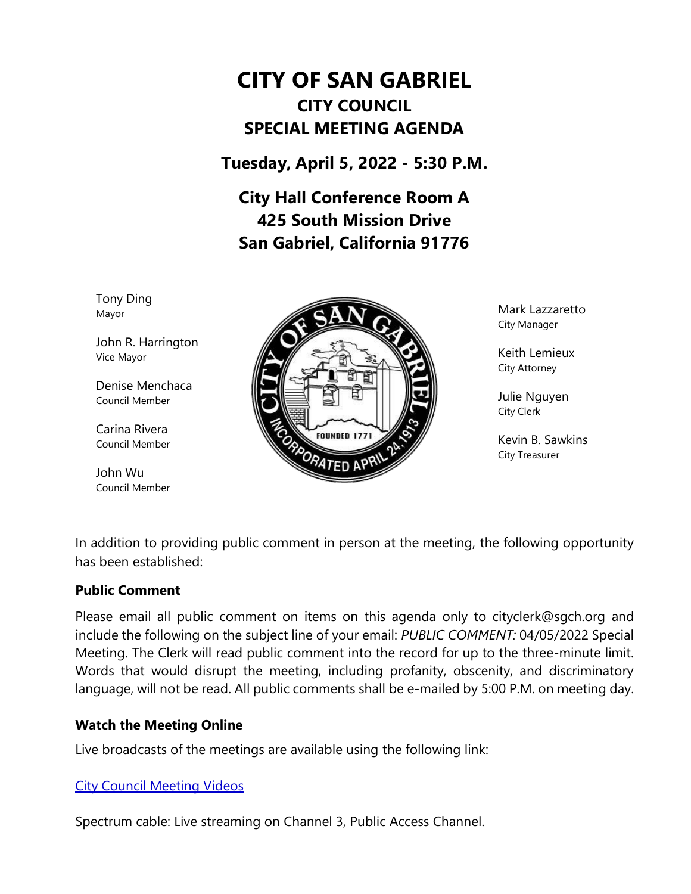# CITY OF SAN GABRIEL

## CITY COUNCIL

## SPECIAL MEETING AGENDA

### Tuesday, April 5, 2022 - 5:30 P.M.

### City Hall Conference Room A
### 425 South Mission Drive
### San Gabriel, California 91776

Tony Ding
Mayor

John R. Harrington
Vice Mayor

Denise Menchaca
Council Member

Carina Rivera
Council Member

John Wu
Council Member

Mark Lazzaretto
City Manager

Keith Lemieux
City Attorney

Julie Nguyen
City Clerk

Kevin B. Sawkins
City Treasurer

In addition to providing public comment in person at the meeting, the following opportunity has been established:

**Public Comment**

Please email all public comment on items on this agenda only to cityclerk@sgch.org and include the following on the subject line of your email: *PUBLIC COMMENT:* 04/05/2022 Special Meeting. The Clerk will read public comment into the record for up to the three-minute limit. Words that would disrupt the meeting, including profanity, obscenity, and discriminatory language, will not be read. All public comments shall be e-mailed by 5:00 P.M. on meeting day.

**Watch the Meeting Online**

Live broadcasts of the meetings are available using the following link:

City Council Meeting Videos

Spectrum cable: Live streaming on Channel 3, Public Access Channel.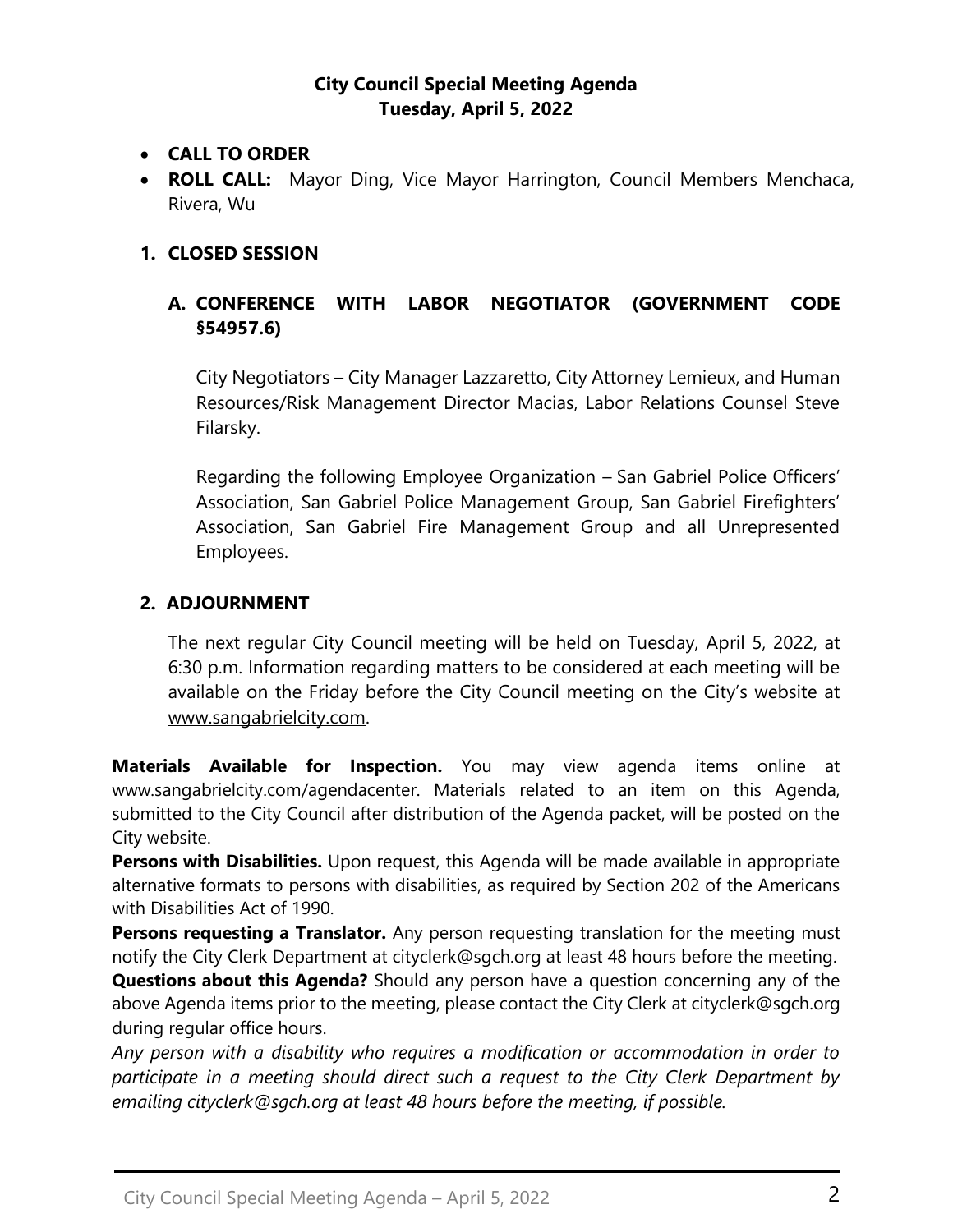**City Council Special Meeting Agenda**
**Tuesday, April 5, 2022**

- **CALL TO ORDER**
- **ROLL CALL:** Mayor Ding, Vice Mayor Harrington, Council Members Menchaca, Rivera, Wu

## 1. CLOSED SESSION

### A. CONFERENCE WITH LABOR NEGOTIATOR (GOVERNMENT CODE §54957.6)

City Negotiators – City Manager Lazzaretto, City Attorney Lemieux, and Human Resources/Risk Management Director Macias, Labor Relations Counsel Steve Filarsky.

Regarding the following Employee Organization – San Gabriel Police Officers' Association, San Gabriel Police Management Group, San Gabriel Firefighters' Association, San Gabriel Fire Management Group and all Unrepresented Employees.

## 2. ADJOURNMENT

The next regular City Council meeting will be held on Tuesday, April 5, 2022, at 6:30 p.m. Information regarding matters to be considered at each meeting will be available on the Friday before the City Council meeting on the City's website at www.sangabrielcity.com.

**Materials Available for Inspection.** You may view agenda items online at www.sangabrielcity.com/agendacenter. Materials related to an item on this Agenda, submitted to the City Council after distribution of the Agenda packet, will be posted on the City website.

**Persons with Disabilities.** Upon request, this Agenda will be made available in appropriate alternative formats to persons with disabilities, as required by Section 202 of the Americans with Disabilities Act of 1990.

**Persons requesting a Translator.** Any person requesting translation for the meeting must notify the City Clerk Department at cityclerk@sgch.org at least 48 hours before the meeting.

**Questions about this Agenda?** Should any person have a question concerning any of the above Agenda items prior to the meeting, please contact the City Clerk at cityclerk@sgch.org during regular office hours.

*Any person with a disability who requires a modification or accommodation in order to participate in a meeting should direct such a request to the City Clerk Department by emailing cityclerk@sgch.org at least 48 hours before the meeting, if possible.*